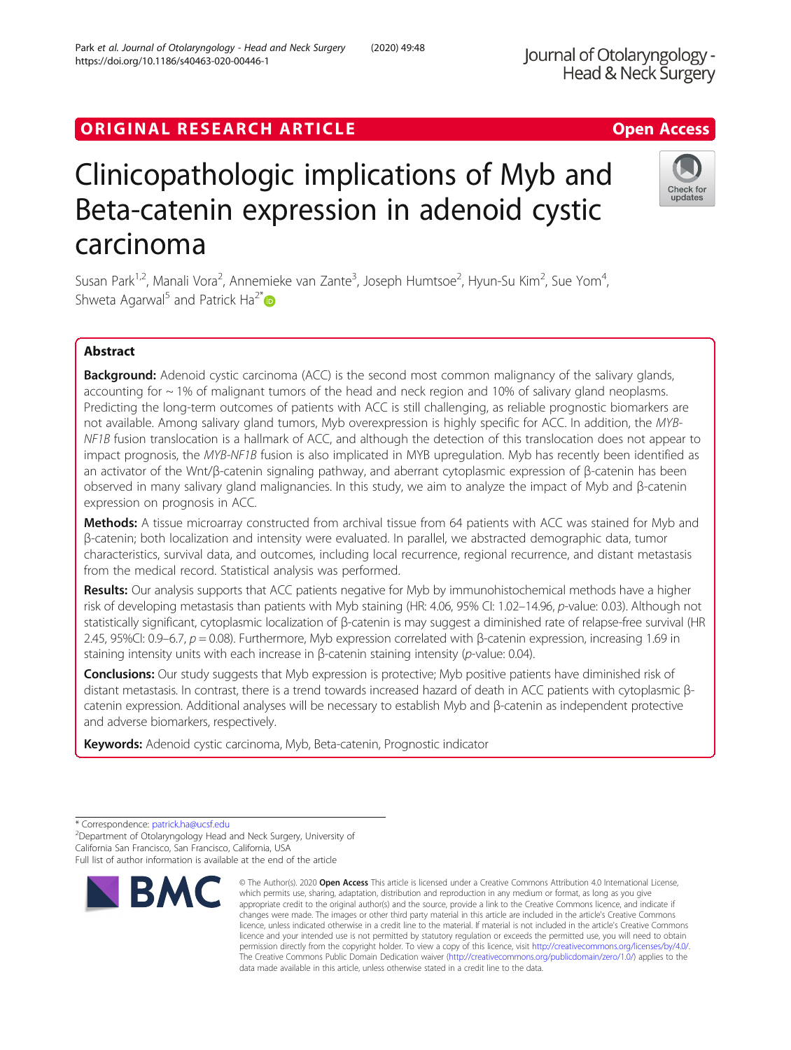ORIGINAL RESEARCH ARTICLE

Open Access

# Clinicopathologic implications of Myb and Beta-catenin expression in adenoid cystic carcinoma

Susan Park[1,2], Manali Vora[2], Annemieke van Zante[3], Joseph Humtsoe[2], Hyun-Su Kim[2], Sue Yom[4], Shweta Agarwal[5] and Patrick Ha[2*]

## Abstract

**Background:** Adenoid cystic carcinoma (ACC) is the second most common malignancy of the salivary glands, accounting for ~ 1% of malignant tumors of the head and neck region and 10% of salivary gland neoplasms. Predicting the long-term outcomes of patients with ACC is still challenging, as reliable prognostic biomarkers are not available. Among salivary gland tumors, Myb overexpression is highly specific for ACC. In addition, the *MYB-NF1B* fusion translocation is a hallmark of ACC, and although the detection of this translocation does not appear to impact prognosis, the *MYB-NF1B* fusion is also implicated in MYB upregulation. Myb has recently been identified as an activator of the Wnt/β-catenin signaling pathway, and aberrant cytoplasmic expression of β-catenin has been observed in many salivary gland malignancies. In this study, we aim to analyze the impact of Myb and β-catenin expression on prognosis in ACC.

**Methods:** A tissue microarray constructed from archival tissue from 64 patients with ACC was stained for Myb and β-catenin; both localization and intensity were evaluated. In parallel, we abstracted demographic data, tumor characteristics, survival data, and outcomes, including local recurrence, regional recurrence, and distant metastasis from the medical record. Statistical analysis was performed.

**Results:** Our analysis supports that ACC patients negative for Myb by immunohistochemical methods have a higher risk of developing metastasis than patients with Myb staining (HR: 4.06, 95% CI: 1.02–14.96, *p*-value: 0.03). Although not statistically significant, cytoplasmic localization of β-catenin is may suggest a diminished rate of relapse-free survival (HR 2.45, 95%CI: 0.9–6.7, $p = 0.08$). Furthermore, Myb expression correlated with β-catenin expression, increasing 1.69 in staining intensity units with each increase in β-catenin staining intensity (*p*-value: 0.04).

**Conclusions:** Our study suggests that Myb expression is protective; Myb positive patients have diminished risk of distant metastasis. In contrast, there is a trend towards increased hazard of death in ACC patients with cytoplasmic β-catenin expression. Additional analyses will be necessary to establish Myb and β-catenin as independent protective and adverse biomarkers, respectively.

**Keywords:** Adenoid cystic carcinoma, Myb, Beta-catenin, Prognostic indicator

\* Correspondence: patrick.ha@ucsf.edu
[2]Department of Otolaryngology Head and Neck Surgery, University of California San Francisco, San Francisco, California, USA
Full list of author information is available at the end of the article

© The Author(s). 2020 **Open Access** This article is licensed under a Creative Commons Attribution 4.0 International License, which permits use, sharing, adaptation, distribution and reproduction in any medium or format, as long as you give appropriate credit to the original author(s) and the source, provide a link to the Creative Commons licence, and indicate if changes were made. The images or other third party material in this article are included in the article's Creative Commons licence, unless indicated otherwise in a credit line to the material. If material is not included in the article's Creative Commons licence and your intended use is not permitted by statutory regulation or exceeds the permitted use, you will need to obtain permission directly from the copyright holder. To view a copy of this licence, visit http://creativecommons.org/licenses/by/4.0/. The Creative Commons Public Domain Dedication waiver (http://creativecommons.org/publicdomain/zero/1.0/) applies to the data made available in this article, unless otherwise stated in a credit line to the data.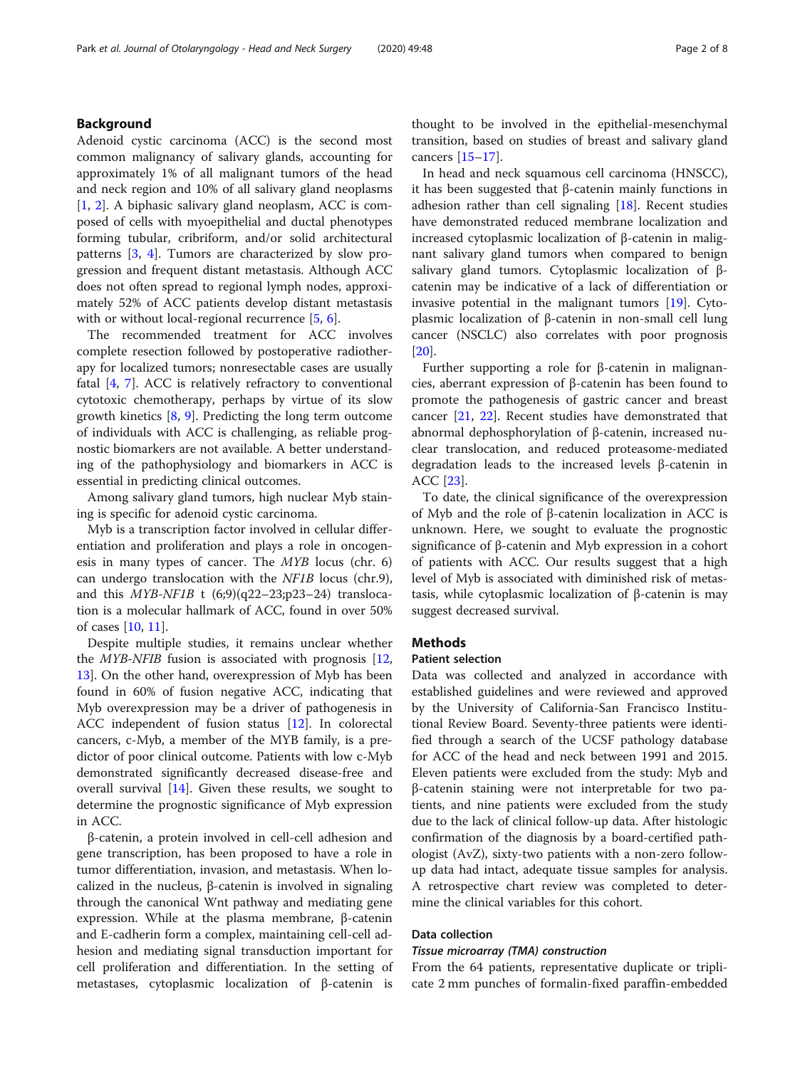## Background

Adenoid cystic carcinoma (ACC) is the second most common malignancy of salivary glands, accounting for approximately 1% of all malignant tumors of the head and neck region and 10% of all salivary gland neoplasms [1, 2]. A biphasic salivary gland neoplasm, ACC is composed of cells with myoepithelial and ductal phenotypes forming tubular, cribriform, and/or solid architectural patterns [3, 4]. Tumors are characterized by slow progression and frequent distant metastasis. Although ACC does not often spread to regional lymph nodes, approximately 52% of ACC patients develop distant metastasis with or without local-regional recurrence [5, 6].

The recommended treatment for ACC involves complete resection followed by postoperative radiotherapy for localized tumors; nonresectable cases are usually fatal [4, 7]. ACC is relatively refractory to conventional cytotoxic chemotherapy, perhaps by virtue of its slow growth kinetics [8, 9]. Predicting the long term outcome of individuals with ACC is challenging, as reliable prognostic biomarkers are not available. A better understanding of the pathophysiology and biomarkers in ACC is essential in predicting clinical outcomes.

Among salivary gland tumors, high nuclear Myb staining is specific for adenoid cystic carcinoma.

Myb is a transcription factor involved in cellular differentiation and proliferation and plays a role in oncogenesis in many types of cancer. The *MYB* locus (chr. 6) can undergo translocation with the *NF1B* locus (chr.9), and this *MYB-NF1B* t (6;9)(q22–23;p23–24) translocation is a molecular hallmark of ACC, found in over 50% of cases [10, 11].

Despite multiple studies, it remains unclear whether the *MYB-NFIB* fusion is associated with prognosis [12, 13]. On the other hand, overexpression of Myb has been found in 60% of fusion negative ACC, indicating that Myb overexpression may be a driver of pathogenesis in ACC independent of fusion status [12]. In colorectal cancers, c-Myb, a member of the MYB family, is a predictor of poor clinical outcome. Patients with low c-Myb demonstrated significantly decreased disease-free and overall survival [14]. Given these results, we sought to determine the prognostic significance of Myb expression in ACC.

β-catenin, a protein involved in cell-cell adhesion and gene transcription, has been proposed to have a role in tumor differentiation, invasion, and metastasis. When localized in the nucleus, β-catenin is involved in signaling through the canonical Wnt pathway and mediating gene expression. While at the plasma membrane, β-catenin and E-cadherin form a complex, maintaining cell-cell adhesion and mediating signal transduction important for cell proliferation and differentiation. In the setting of metastases, cytoplasmic localization of β-catenin is thought to be involved in the epithelial-mesenchymal transition, based on studies of breast and salivary gland cancers [15–17].

In head and neck squamous cell carcinoma (HNSCC), it has been suggested that β-catenin mainly functions in adhesion rather than cell signaling [18]. Recent studies have demonstrated reduced membrane localization and increased cytoplasmic localization of β-catenin in malignant salivary gland tumors when compared to benign salivary gland tumors. Cytoplasmic localization of β-catenin may be indicative of a lack of differentiation or invasive potential in the malignant tumors [19]. Cytoplasmic localization of β-catenin in non-small cell lung cancer (NSCLC) also correlates with poor prognosis [20].

Further supporting a role for β-catenin in malignancies, aberrant expression of β-catenin has been found to promote the pathogenesis of gastric cancer and breast cancer [21, 22]. Recent studies have demonstrated that abnormal dephosphorylation of β-catenin, increased nuclear translocation, and reduced proteasome-mediated degradation leads to the increased levels β-catenin in ACC [23].

To date, the clinical significance of the overexpression of Myb and the role of β-catenin localization in ACC is unknown. Here, we sought to evaluate the prognostic significance of β-catenin and Myb expression in a cohort of patients with ACC. Our results suggest that a high level of Myb is associated with diminished risk of metastasis, while cytoplasmic localization of β-catenin is may suggest decreased survival.

## Methods

### Patient selection

Data was collected and analyzed in accordance with established guidelines and were reviewed and approved by the University of California-San Francisco Institutional Review Board. Seventy-three patients were identified through a search of the UCSF pathology database for ACC of the head and neck between 1991 and 2015. Eleven patients were excluded from the study: Myb and β-catenin staining were not interpretable for two patients, and nine patients were excluded from the study due to the lack of clinical follow-up data. After histologic confirmation of the diagnosis by a board-certified pathologist (AvZ), sixty-two patients with a non-zero follow-up data had intact, adequate tissue samples for analysis. A retrospective chart review was completed to determine the clinical variables for this cohort.

### Data collection

#### *Tissue microarray (TMA) construction*

From the 64 patients, representative duplicate or triplicate 2 mm punches of formalin-fixed paraffin-embedded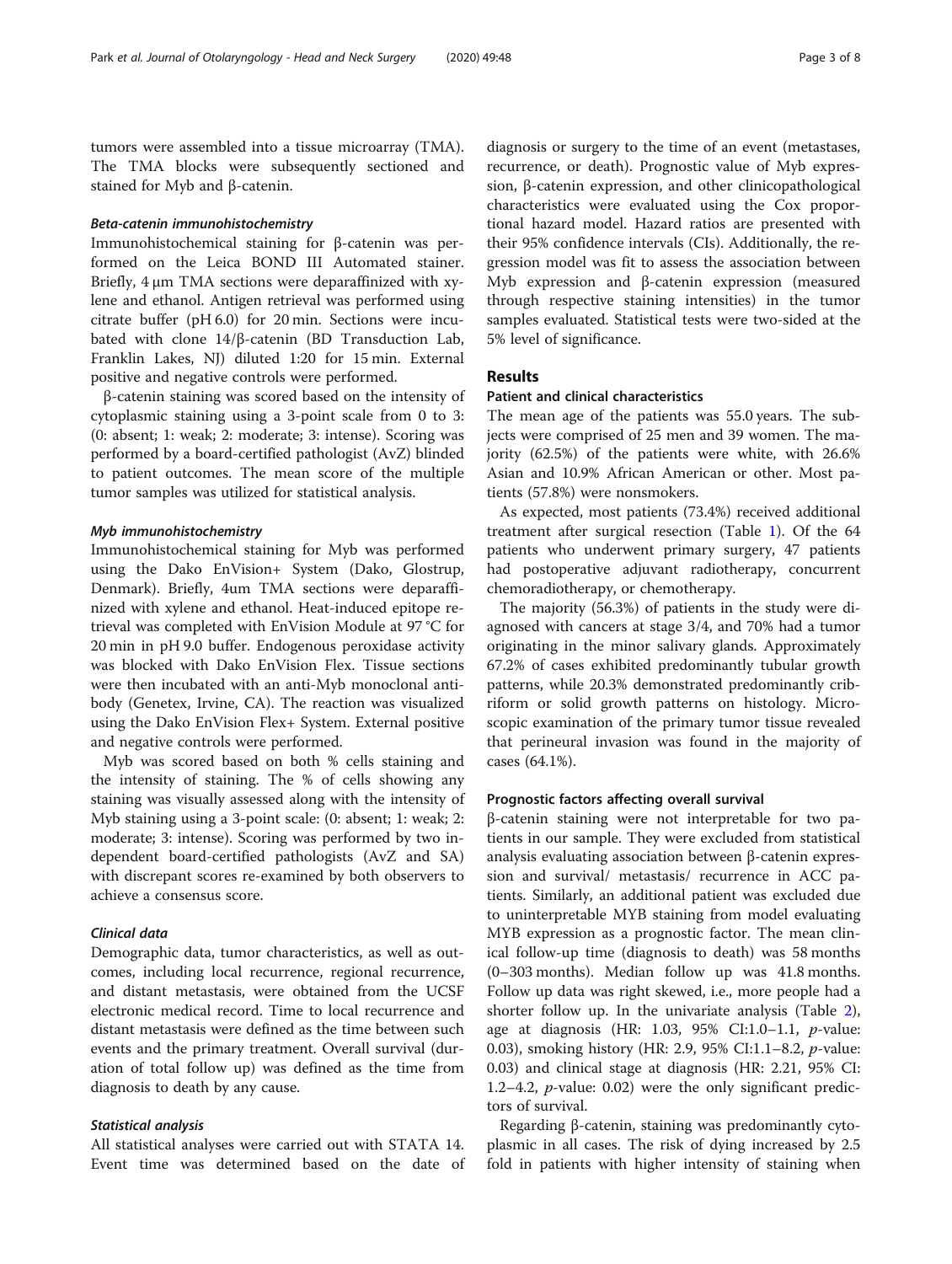tumors were assembled into a tissue microarray (TMA). The TMA blocks were subsequently sectioned and stained for Myb and β-catenin.

#### *Beta-catenin immunohistochemistry*

Immunohistochemical staining for β-catenin was performed on the Leica BOND III Automated stainer. Briefly, 4 μm TMA sections were deparaffinized with xylene and ethanol. Antigen retrieval was performed using citrate buffer (pH 6.0) for 20 min. Sections were incubated with clone 14/β-catenin (BD Transduction Lab, Franklin Lakes, NJ) diluted 1:20 for 15 min. External positive and negative controls were performed.

β-catenin staining was scored based on the intensity of cytoplasmic staining using a 3-point scale from 0 to 3: (0: absent; 1: weak; 2: moderate; 3: intense). Scoring was performed by a board-certified pathologist (AvZ) blinded to patient outcomes. The mean score of the multiple tumor samples was utilized for statistical analysis.

#### *Myb immunohistochemistry*

Immunohistochemical staining for Myb was performed using the Dako EnVision+ System (Dako, Glostrup, Denmark). Briefly, 4um TMA sections were deparaffinized with xylene and ethanol. Heat-induced epitope retrieval was completed with EnVision Module at 97 °C for 20 min in pH 9.0 buffer. Endogenous peroxidase activity was blocked with Dako EnVision Flex. Tissue sections were then incubated with an anti-Myb monoclonal antibody (Genetex, Irvine, CA). The reaction was visualized using the Dako EnVision Flex+ System. External positive and negative controls were performed.

Myb was scored based on both % cells staining and the intensity of staining. The % of cells showing any staining was visually assessed along with the intensity of Myb staining using a 3-point scale: (0: absent; 1: weak; 2: moderate; 3: intense). Scoring was performed by two independent board-certified pathologists (AvZ and SA) with discrepant scores re-examined by both observers to achieve a consensus score.

#### *Clinical data*

Demographic data, tumor characteristics, as well as outcomes, including local recurrence, regional recurrence, and distant metastasis, were obtained from the UCSF electronic medical record. Time to local recurrence and distant metastasis were defined as the time between such events and the primary treatment. Overall survival (duration of total follow up) was defined as the time from diagnosis to death by any cause.

#### *Statistical analysis*

All statistical analyses were carried out with STATA 14. Event time was determined based on the date of diagnosis or surgery to the time of an event (metastases, recurrence, or death). Prognostic value of Myb expression, β-catenin expression, and other clinicopathological characteristics were evaluated using the Cox proportional hazard model. Hazard ratios are presented with their 95% confidence intervals (CIs). Additionally, the regression model was fit to assess the association between Myb expression and β-catenin expression (measured through respective staining intensities) in the tumor samples evaluated. Statistical tests were two-sided at the 5% level of significance.

## Results

### Patient and clinical characteristics

The mean age of the patients was 55.0 years. The subjects were comprised of 25 men and 39 women. The majority (62.5%) of the patients were white, with 26.6% Asian and 10.9% African American or other. Most patients (57.8%) were nonsmokers.

As expected, most patients (73.4%) received additional treatment after surgical resection (Table 1). Of the 64 patients who underwent primary surgery, 47 patients had postoperative adjuvant radiotherapy, concurrent chemoradiotherapy, or chemotherapy.

The majority (56.3%) of patients in the study were diagnosed with cancers at stage 3/4, and 70% had a tumor originating in the minor salivary glands. Approximately 67.2% of cases exhibited predominantly tubular growth patterns, while 20.3% demonstrated predominantly cribriform or solid growth patterns on histology. Microscopic examination of the primary tumor tissue revealed that perineural invasion was found in the majority of cases (64.1%).

### Prognostic factors affecting overall survival

β-catenin staining were not interpretable for two patients in our sample. They were excluded from statistical analysis evaluating association between β-catenin expression and survival/ metastasis/ recurrence in ACC patients. Similarly, an additional patient was excluded due to uninterpretable MYB staining from model evaluating MYB expression as a prognostic factor. The mean clinical follow-up time (diagnosis to death) was 58 months (0–303 months). Median follow up was 41.8 months. Follow up data was right skewed, i.e., more people had a shorter follow up. In the univariate analysis (Table 2), age at diagnosis (HR: 1.03, 95% CI:1.0–1.1, *p*-value: 0.03), smoking history (HR: 2.9, 95% CI:1.1–8.2, *p*-value: 0.03) and clinical stage at diagnosis (HR: 2.21, 95% CI: 1.2–4.2, *p*-value: 0.02) were the only significant predictors of survival.

Regarding β-catenin, staining was predominantly cytoplasmic in all cases. The risk of dying increased by 2.5 fold in patients with higher intensity of staining when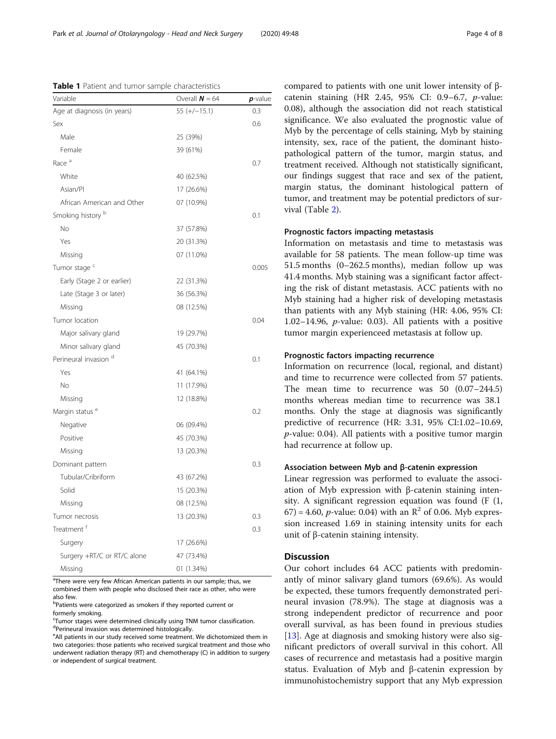**Table 1** Patient and tumor sample characteristics

| Variable | Overall $N = 64$ | *p*-value |
|---|---|---|
| Age at diagnosis (in years) | 55 (+/−15.1) | 0.3 |
| Sex | | 0.6 |
| Male | 25 (39%) | |
| Female | 39 (61%) | |
| Race [a] | | 0.7 |
| White | 40 (62.5%) | |
| Asian/PI | 17 (26.6%) | |
| African American and Other | 07 (10.9%) | |
| Smoking history [b] | | 0.1 |
| No | 37 (57.8%) | |
| Yes | 20 (31.3%) | |
| Missing | 07 (11.0%) | |
| Tumor stage [c] | | 0.005 |
| Early (Stage 2 or earlier) | 22 (31.3%) | |
| Late (Stage 3 or later) | 36 (56.3%) | |
| Missing | 08 (12.5%) | |
| Tumor location | | 0.04 |
| Major salivary gland | 19 (29.7%) | |
| Minor salivary gland | 45 (70.3%) | |
| Perineural invasion [d] | | 0.1 |
| Yes | 41 (64.1%) | |
| No | 11 (17.9%) | |
| Missing | 12 (18.8%) | |
| Margin status [e] | | 0.2 |
| Negative | 06 (09.4%) | |
| Positive | 45 (70.3%) | |
| Missing | 13 (20.3%) | |
| Dominant pattern | | 0.3 |
| Tubular/Cribriform | 43 (67.2%) | |
| Solid | 15 (20.3%) | |
| Missing | 08 (12.5%) | |
| Tumor necrosis | 13 (20.3%) | 0.3 |
| Treatment [f] | | 0.3 |
| Surgery | 17 (26.6%) | |
| Surgery +RT/C or RT/C alone | 47 (73.4%) | |
| Missing | 01 (1.34%) | |

[a]There were very few African American patients in our sample; thus, we combined them with people who disclosed their race as other, who were also few.
[b]Patients were categorized as smokers if they reported current or formerly smoking.
[c]Tumor stages were determined clinically using TNM tumor classification.
[d]Perineural invasion was determined histologically.
[e]All patients in our study received some treatment. We dichotomized them in two categories: those patients who received surgical treatment and those who underwent radiation therapy (RT) and chemotherapy (C) in addition to surgery or independent of surgical treatment.

compared to patients with one unit lower intensity of β-catenin staining (HR 2.45, 95% CI: 0.9–6.7, *p*-value: 0.08), although the association did not reach statistical significance. We also evaluated the prognostic value of Myb by the percentage of cells staining, Myb by staining intensity, sex, race of the patient, the dominant histopathological pattern of the tumor, margin status, and treatment received. Although not statistically significant, our findings suggest that race and sex of the patient, margin status, the dominant histological pattern of tumor, and treatment may be potential predictors of survival (Table 2).

### Prognostic factors impacting metastasis

Information on metastasis and time to metastasis was available for 58 patients. The mean follow-up time was 51.5 months (0–262.5 months), median follow up was 41.4 months. Myb staining was a significant factor affecting the risk of distant metastasis. ACC patients with no Myb staining had a higher risk of developing metastasis than patients with any Myb staining (HR: 4.06, 95% CI: 1.02–14.96, *p*-value: 0.03). All patients with a positive tumor margin experienceed metastasis at follow up.

### Prognostic factors impacting recurrence

Information on recurrence (local, regional, and distant) and time to recurrence were collected from 57 patients. The mean time to recurrence was 50 (0.07–244.5) months whereas median time to recurrence was 38.1 months. Only the stage at diagnosis was significantly predictive of recurrence (HR: 3.31, 95% CI:1.02–10.69, *p*-value: 0.04). All patients with a positive tumor margin had recurrence at follow up.

### Association between Myb and β-catenin expression

Linear regression was performed to evaluate the association of Myb expression with β-catenin staining intensity. A significant regression equation was found ($F(1, 67) = 4.60$, *p*-value: 0.04) with an $R^2$ of 0.06. Myb expression increased 1.69 in staining intensity units for each unit of β-catenin staining intensity.

## Discussion

Our cohort includes 64 ACC patients with predominantly of minor salivary gland tumors (69.6%). As would be expected, these tumors frequently demonstrated perineural invasion (78.9%). The stage at diagnosis was a strong independent predictor of recurrence and poor overall survival, as has been found in previous studies [13]. Age at diagnosis and smoking history were also significant predictors of overall survival in this cohort. All cases of recurrence and metastasis had a positive margin status. Evaluation of Myb and β-catenin expression by immunohistochemistry support that any Myb expression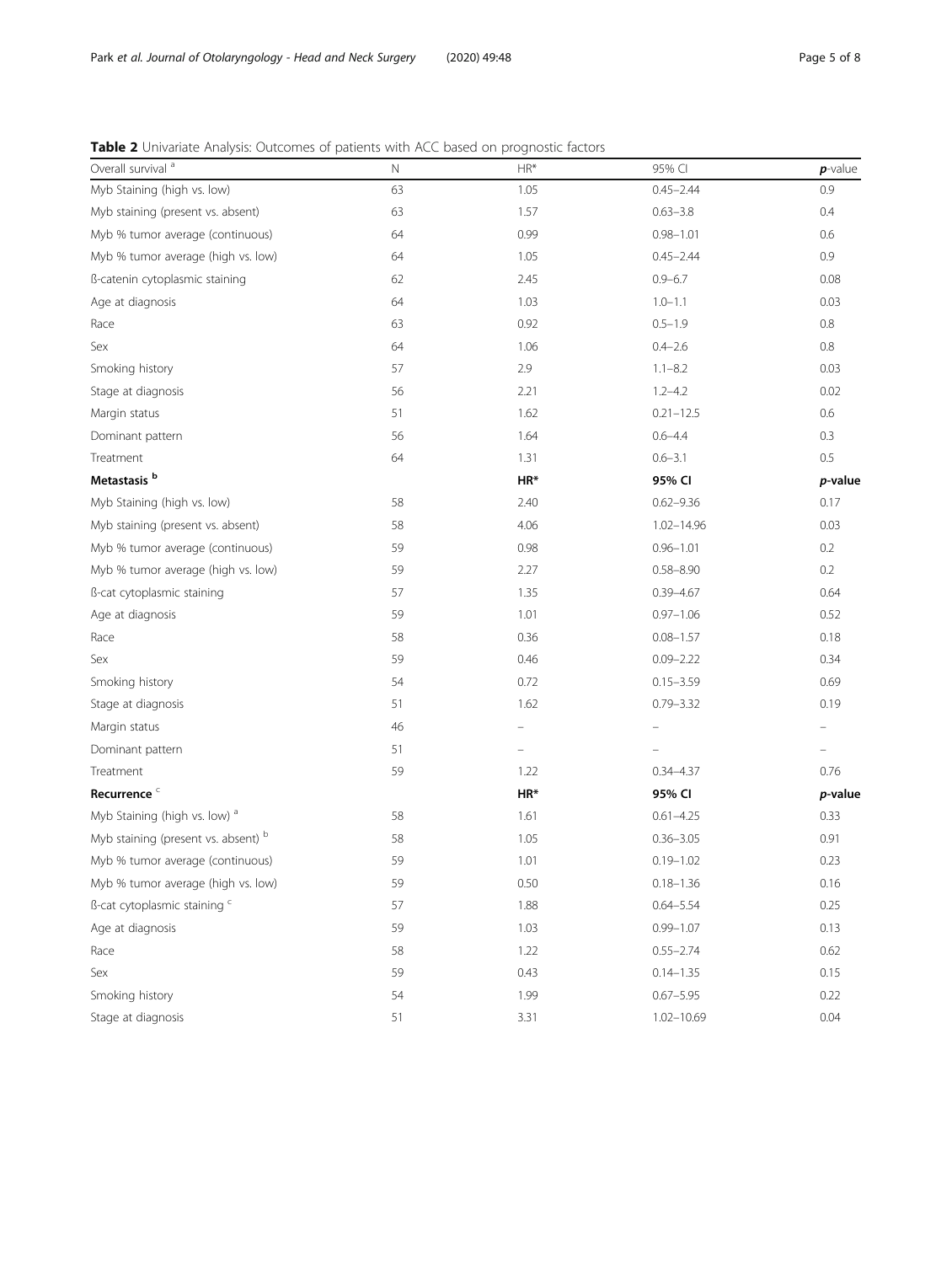**Table 2** Univariate Analysis: Outcomes of patients with ACC based on prognostic factors

| Overall survival [a] | N | HR* | 95% CI | ***p*-value** |
|---|---|---|---|---|
| Myb Staining (high vs. low) | 63 | 1.05 | 0.45–2.44 | 0.9 |
| Myb staining (present vs. absent) | 63 | 1.57 | 0.63–3.8 | 0.4 |
| Myb % tumor average (continuous) | 64 | 0.99 | 0.98–1.01 | 0.6 |
| Myb % tumor average (high vs. low) | 64 | 1.05 | 0.45–2.44 | 0.9 |
| ß-catenin cytoplasmic staining | 62 | 2.45 | 0.9–6.7 | 0.08 |
| Age at diagnosis | 64 | 1.03 | 1.0–1.1 | 0.03 |
| Race | 63 | 0.92 | 0.5–1.9 | 0.8 |
| Sex | 64 | 1.06 | 0.4–2.6 | 0.8 |
| Smoking history | 57 | 2.9 | 1.1–8.2 | 0.03 |
| Stage at diagnosis | 56 | 2.21 | 1.2–4.2 | 0.02 |
| Margin status | 51 | 1.62 | 0.21–12.5 | 0.6 |
| Dominant pattern | 56 | 1.64 | 0.6–4.4 | 0.3 |
| Treatment | 64 | 1.31 | 0.6–3.1 | 0.5 |
| **Metastasis [b]** | | **HR*** | **95% CI** | ***p*-value** |
| Myb Staining (high vs. low) | 58 | 2.40 | 0.62–9.36 | 0.17 |
| Myb staining (present vs. absent) | 58 | 4.06 | 1.02–14.96 | 0.03 |
| Myb % tumor average (continuous) | 59 | 0.98 | 0.96–1.01 | 0.2 |
| Myb % tumor average (high vs. low) | 59 | 2.27 | 0.58–8.90 | 0.2 |
| ß-cat cytoplasmic staining | 57 | 1.35 | 0.39–4.67 | 0.64 |
| Age at diagnosis | 59 | 1.01 | 0.97–1.06 | 0.52 |
| Race | 58 | 0.36 | 0.08–1.57 | 0.18 |
| Sex | 59 | 0.46 | 0.09–2.22 | 0.34 |
| Smoking history | 54 | 0.72 | 0.15–3.59 | 0.69 |
| Stage at diagnosis | 51 | 1.62 | 0.79–3.32 | 0.19 |
| Margin status | 46 | – | – | – |
| Dominant pattern | 51 | – | – | – |
| Treatment | 59 | 1.22 | 0.34–4.37 | 0.76 |
| **Recurrence [c]** | | **HR*** | **95% CI** | ***p*-value** |
| Myb Staining (high vs. low) [a] | 58 | 1.61 | 0.61–4.25 | 0.33 |
| Myb staining (present vs. absent) [b] | 58 | 1.05 | 0.36–3.05 | 0.91 |
| Myb % tumor average (continuous) | 59 | 1.01 | 0.19–1.02 | 0.23 |
| Myb % tumor average (high vs. low) | 59 | 0.50 | 0.18–1.36 | 0.16 |
| ß-cat cytoplasmic staining [c] | 57 | 1.88 | 0.64–5.54 | 0.25 |
| Age at diagnosis | 59 | 1.03 | 0.99–1.07 | 0.13 |
| Race | 58 | 1.22 | 0.55–2.74 | 0.62 |
| Sex | 59 | 0.43 | 0.14–1.35 | 0.15 |
| Smoking history | 54 | 1.99 | 0.67–5.95 | 0.22 |
| Stage at diagnosis | 51 | 3.31 | 1.02–10.69 | 0.04 |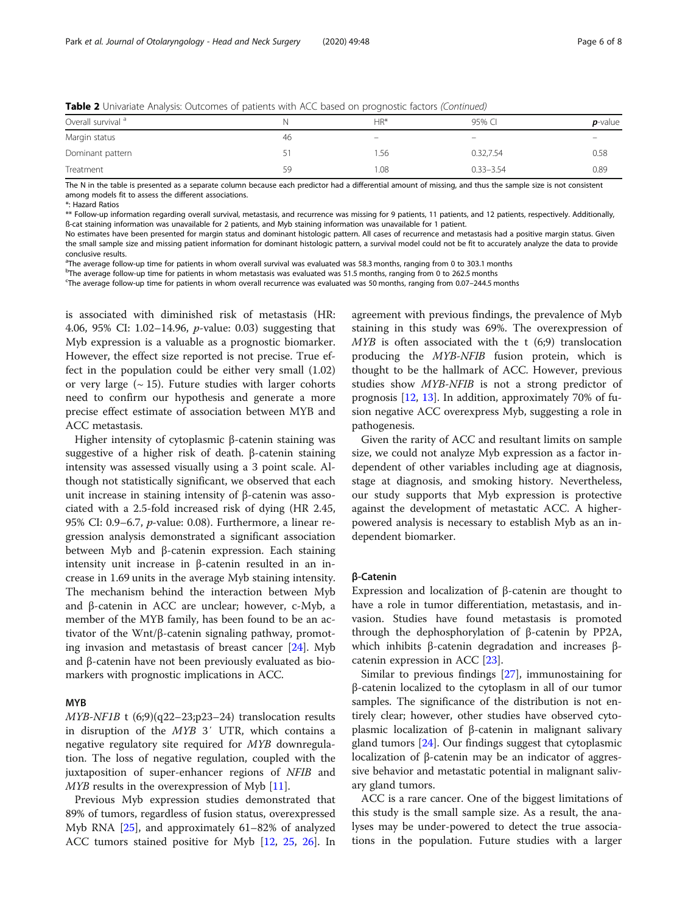**Table 2** Univariate Analysis: Outcomes of patients with ACC based on prognostic factors *(Continued)*

| Overall survival [a] | N | HR* | 95% CI | ***p***-value |
|---|---|---|---|---|
| Margin status | 46 | – | – | – |
| Dominant pattern | 51 | 1.56 | 0.32,7.54 | 0.58 |
| Treatment | 59 | 1.08 | 0.33–3.54 | 0.89 |

The N in the table is presented as a separate column because each predictor had a differential amount of missing, and thus the sample size is not consistent among models fit to assess the different associations.

*: Hazard Ratios

** Follow-up information regarding overall survival, metastasis, and recurrence was missing for 9 patients, 11 patients, and 12 patients, respectively. Additionally, ß-cat staining information was unavailable for 2 patients, and Myb staining information was unavailable for 1 patient.

No estimates have been presented for margin status and dominant histologic pattern. All cases of recurrence and metastasis had a positive margin status. Given the small sample size and missing patient information for dominant histologic pattern, a survival model could not be fit to accurately analyze the data to provide conclusive results.

[a]The average follow-up time for patients in whom overall survival was evaluated was 58.3 months, ranging from 0 to 303.1 months

[b]The average follow-up time for patients in whom metastasis was evaluated was 51.5 months, ranging from 0 to 262.5 months

[c]The average follow-up time for patients in whom overall recurrence was evaluated was 50 months, ranging from 0.07–244.5 months

is associated with diminished risk of metastasis (HR: 4.06, 95% CI: 1.02–14.96, *p*-value: 0.03) suggesting that Myb expression is a valuable as a prognostic biomarker. However, the effect size reported is not precise. True effect in the population could be either very small (1.02) or very large (~ 15). Future studies with larger cohorts need to confirm our hypothesis and generate a more precise effect estimate of association between MYB and ACC metastasis.

Higher intensity of cytoplasmic β-catenin staining was suggestive of a higher risk of death. β-catenin staining intensity was assessed visually using a 3 point scale. Although not statistically significant, we observed that each unit increase in staining intensity of β-catenin was associated with a 2.5-fold increased risk of dying (HR 2.45, 95% CI: 0.9–6.7, *p*-value: 0.08). Furthermore, a linear regression analysis demonstrated a significant association between Myb and β-catenin expression. Each staining intensity unit increase in β-catenin resulted in an increase in 1.69 units in the average Myb staining intensity. The mechanism behind the interaction between Myb and β-catenin in ACC are unclear; however, c-Myb, a member of the MYB family, has been found to be an activator of the Wnt/β-catenin signaling pathway, promoting invasion and metastasis of breast cancer [24]. Myb and β-catenin have not been previously evaluated as biomarkers with prognostic implications in ACC.

## MYB

*MYB-NF1B* t (6;9)(q22–23;p23–24) translocation results in disruption of the *MYB* 3′ UTR, which contains a negative regulatory site required for *MYB* downregulation. The loss of negative regulation, coupled with the juxtaposition of super-enhancer regions of *NFIB* and *MYB* results in the overexpression of Myb [11].

Previous Myb expression studies demonstrated that 89% of tumors, regardless of fusion status, overexpressed Myb RNA [25], and approximately 61–82% of analyzed ACC tumors stained positive for Myb [12, 25, 26]. In agreement with previous findings, the prevalence of Myb staining in this study was 69%. The overexpression of *MYB* is often associated with the t (6;9) translocation producing the *MYB-NFIB* fusion protein, which is thought to be the hallmark of ACC. However, previous studies show *MYB-NFIB* is not a strong predictor of prognosis [12, 13]. In addition, approximately 70% of fusion negative ACC overexpress Myb, suggesting a role in pathogenesis.

Given the rarity of ACC and resultant limits on sample size, we could not analyze Myb expression as a factor independent of other variables including age at diagnosis, stage at diagnosis, and smoking history. Nevertheless, our study supports that Myb expression is protective against the development of metastatic ACC. A higher-powered analysis is necessary to establish Myb as an independent biomarker.

## β-Catenin

Expression and localization of β-catenin are thought to have a role in tumor differentiation, metastasis, and invasion. Studies have found metastasis is promoted through the dephosphorylation of β-catenin by PP2A, which inhibits β-catenin degradation and increases β-catenin expression in ACC [23].

Similar to previous findings [27], immunostaining for β-catenin localized to the cytoplasm in all of our tumor samples. The significance of the distribution is not entirely clear; however, other studies have observed cytoplasmic localization of β-catenin in malignant salivary gland tumors [24]. Our findings suggest that cytoplasmic localization of β-catenin may be an indicator of aggressive behavior and metastatic potential in malignant salivary gland tumors.

ACC is a rare cancer. One of the biggest limitations of this study is the small sample size. As a result, the analyses may be under-powered to detect the true associations in the population. Future studies with a larger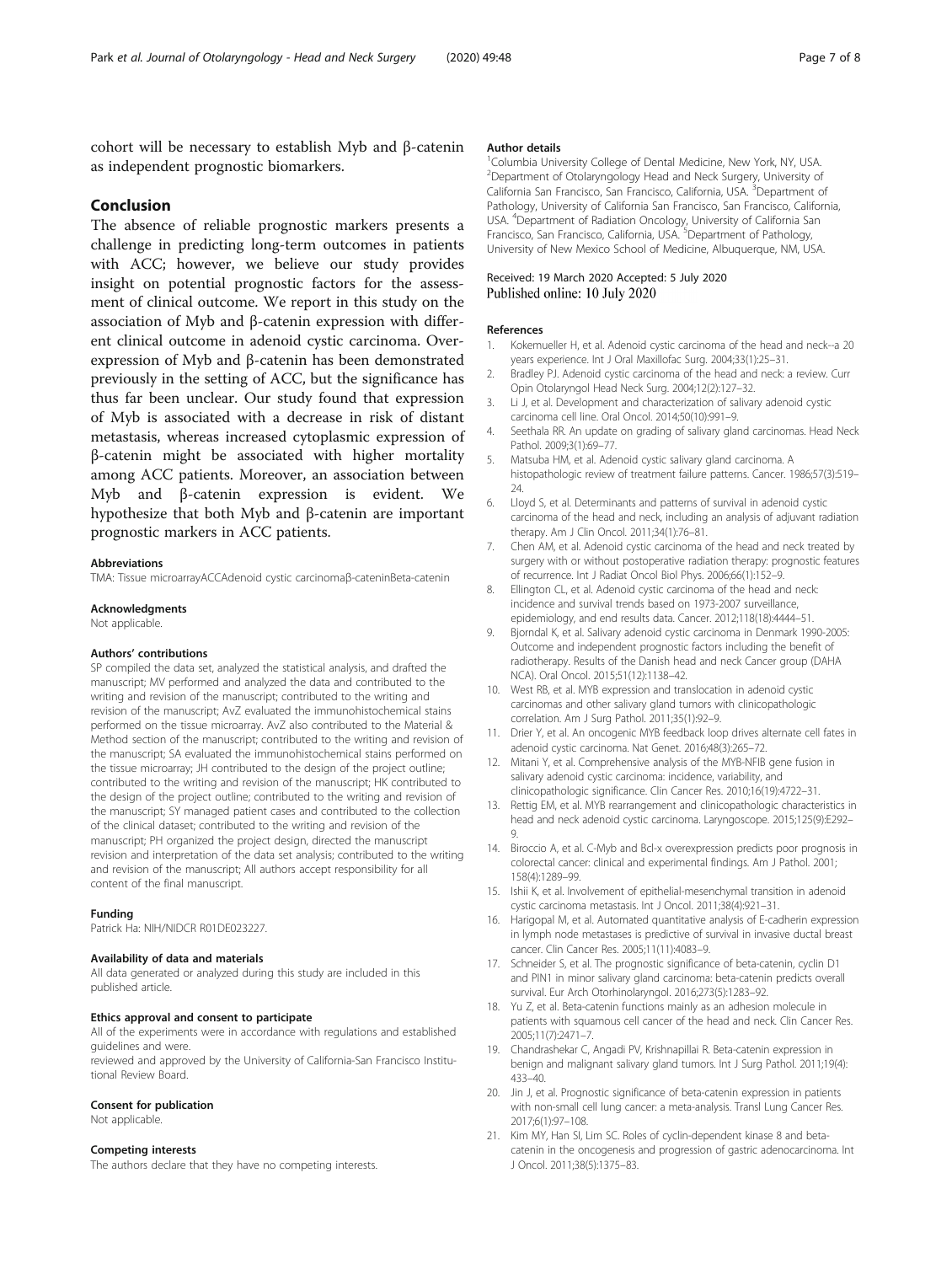cohort will be necessary to establish Myb and β-catenin as independent prognostic biomarkers.

## Conclusion

The absence of reliable prognostic markers presents a challenge in predicting long-term outcomes in patients with ACC; however, we believe our study provides insight on potential prognostic factors for the assessment of clinical outcome. We report in this study on the association of Myb and β-catenin expression with different clinical outcome in adenoid cystic carcinoma. Overexpression of Myb and β-catenin has been demonstrated previously in the setting of ACC, but the significance has thus far been unclear. Our study found that expression of Myb is associated with a decrease in risk of distant metastasis, whereas increased cytoplasmic expression of β-catenin might be associated with higher mortality among ACC patients. Moreover, an association between Myb and β-catenin expression is evident. We hypothesize that both Myb and β-catenin are important prognostic markers in ACC patients.

#### Abbreviations

TMA: Tissue microarrayACCAdenoid cystic carcinomaβ-cateninBeta-catenin

#### Acknowledgments

Not applicable.

#### Authors' contributions

SP compiled the data set, analyzed the statistical analysis, and drafted the manuscript; MV performed and analyzed the data and contributed to the writing and revision of the manuscript; contributed to the writing and revision of the manuscript; AvZ evaluated the immunohistochemical stains performed on the tissue microarray. AvZ also contributed to the Material & Method section of the manuscript; contributed to the writing and revision of the manuscript; SA evaluated the immunohistochemical stains performed on the tissue microarray; JH contributed to the design of the project outline; contributed to the writing and revision of the manuscript; HK contributed to the design of the project outline; contributed to the writing and revision of the manuscript; SY managed patient cases and contributed to the collection of the clinical dataset; contributed to the writing and revision of the manuscript; PH organized the project design, directed the manuscript revision and interpretation of the data set analysis; contributed to the writing and revision of the manuscript; All authors accept responsibility for all content of the final manuscript.

#### Funding

Patrick Ha: NIH/NIDCR R01DE023227.

#### Availability of data and materials

All data generated or analyzed during this study are included in this published article.

#### Ethics approval and consent to participate

All of the experiments were in accordance with regulations and established guidelines and were.
reviewed and approved by the University of California-San Francisco Institutional Review Board.

#### Consent for publication

Not applicable.

#### Competing interests

The authors declare that they have no competing interests.

#### Author details

[1]Columbia University College of Dental Medicine, New York, NY, USA. [2]Department of Otolaryngology Head and Neck Surgery, University of California San Francisco, San Francisco, California, USA. [3]Department of Pathology, University of California San Francisco, San Francisco, California, USA. [4]Department of Radiation Oncology, University of California San Francisco, San Francisco, California, USA. [5]Department of Pathology, University of New Mexico School of Medicine, Albuquerque, NM, USA.

Received: 19 March 2020 Accepted: 5 July 2020
Published online: 10 July 2020

#### References

1. Kokemueller H, et al. Adenoid cystic carcinoma of the head and neck--a 20 years experience. Int J Oral Maxillofac Surg. 2004;33(1):25–31.
2. Bradley PJ. Adenoid cystic carcinoma of the head and neck: a review. Curr Opin Otolaryngol Head Neck Surg. 2004;12(2):127–32.
3. Li J, et al. Development and characterization of salivary adenoid cystic carcinoma cell line. Oral Oncol. 2014;50(10):991–9.
4. Seethala RR. An update on grading of salivary gland carcinomas. Head Neck Pathol. 2009;3(1):69–77.
5. Matsuba HM, et al. Adenoid cystic salivary gland carcinoma. A histopathologic review of treatment failure patterns. Cancer. 1986;57(3):519–24.
6. Lloyd S, et al. Determinants and patterns of survival in adenoid cystic carcinoma of the head and neck, including an analysis of adjuvant radiation therapy. Am J Clin Oncol. 2011;34(1):76–81.
7. Chen AM, et al. Adenoid cystic carcinoma of the head and neck treated by surgery with or without postoperative radiation therapy: prognostic features of recurrence. Int J Radiat Oncol Biol Phys. 2006;66(1):152–9.
8. Ellington CL, et al. Adenoid cystic carcinoma of the head and neck: incidence and survival trends based on 1973-2007 surveillance, epidemiology, and end results data. Cancer. 2012;118(18):4444–51.
9. Bjorndal K, et al. Salivary adenoid cystic carcinoma in Denmark 1990-2005: Outcome and independent prognostic factors including the benefit of radiotherapy. Results of the Danish head and neck Cancer group (DAHANCA). Oral Oncol. 2015;51(12):1138–42.
10. West RB, et al. MYB expression and translocation in adenoid cystic carcinomas and other salivary gland tumors with clinicopathologic correlation. Am J Surg Pathol. 2011;35(1):92–9.
11. Drier Y, et al. An oncogenic MYB feedback loop drives alternate cell fates in adenoid cystic carcinoma. Nat Genet. 2016;48(3):265–72.
12. Mitani Y, et al. Comprehensive analysis of the MYB-NFIB gene fusion in salivary adenoid cystic carcinoma: incidence, variability, and clinicopathologic significance. Clin Cancer Res. 2010;16(19):4722–31.
13. Rettig EM, et al. MYB rearrangement and clinicopathologic characteristics in head and neck adenoid cystic carcinoma. Laryngoscope. 2015;125(9):E292–9.
14. Biroccio A, et al. C-Myb and Bcl-x overexpression predicts poor prognosis in colorectal cancer: clinical and experimental findings. Am J Pathol. 2001;158(4):1289–99.
15. Ishii K, et al. Involvement of epithelial-mesenchymal transition in adenoid cystic carcinoma metastasis. Int J Oncol. 2011;38(4):921–31.
16. Harigopal M, et al. Automated quantitative analysis of E-cadherin expression in lymph node metastases is predictive of survival in invasive ductal breast cancer. Clin Cancer Res. 2005;11(11):4083–9.
17. Schneider S, et al. The prognostic significance of beta-catenin, cyclin D1 and PIN1 in minor salivary gland carcinoma: beta-catenin predicts overall survival. Eur Arch Otorhinolaryngol. 2016;273(5):1283–92.
18. Yu Z, et al. Beta-catenin functions mainly as an adhesion molecule in patients with squamous cell cancer of the head and neck. Clin Cancer Res. 2005;11(7):2471–7.
19. Chandrashekar C, Angadi PV, Krishnapillai R. Beta-catenin expression in benign and malignant salivary gland tumors. Int J Surg Pathol. 2011;19(4):433–40.
20. Jin J, et al. Prognostic significance of beta-catenin expression in patients with non-small cell lung cancer: a meta-analysis. Transl Lung Cancer Res. 2017;6(1):97–108.
21. Kim MY, Han SI, Lim SC. Roles of cyclin-dependent kinase 8 and beta-catenin in the oncogenesis and progression of gastric adenocarcinoma. Int J Oncol. 2011;38(5):1375–83.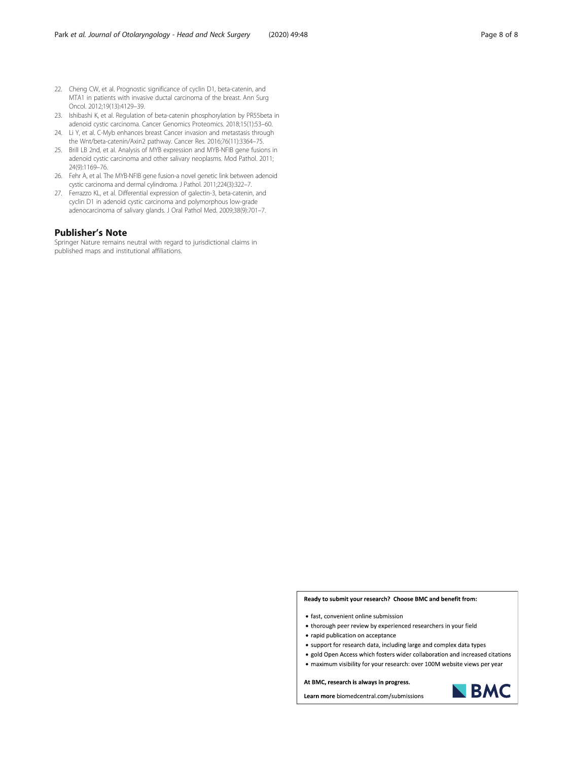22. Cheng CW, et al. Prognostic significance of cyclin D1, beta-catenin, and MTA1 in patients with invasive ductal carcinoma of the breast. Ann Surg Oncol. 2012;19(13):4129–39.
23. Ishibashi K, et al. Regulation of beta-catenin phosphorylation by PR55beta in adenoid cystic carcinoma. Cancer Genomics Proteomics. 2018;15(1):53–60.
24. Li Y, et al. C-Myb enhances breast Cancer invasion and metastasis through the Wnt/beta-catenin/Axin2 pathway. Cancer Res. 2016;76(11):3364–75.
25. Brill LB 2nd, et al. Analysis of MYB expression and MYB-NFIB gene fusions in adenoid cystic carcinoma and other salivary neoplasms. Mod Pathol. 2011; 24(9):1169–76.
26. Fehr A, et al. The MYB-NFIB gene fusion-a novel genetic link between adenoid cystic carcinoma and dermal cylindroma. J Pathol. 2011;224(3):322–7.
27. Ferrazzo KL, et al. Differential expression of galectin-3, beta-catenin, and cyclin D1 in adenoid cystic carcinoma and polymorphous low-grade adenocarcinoma of salivary glands. J Oral Pathol Med. 2009;38(9):701–7.

## Publisher's Note

Springer Nature remains neutral with regard to jurisdictional claims in published maps and institutional affiliations.

**Ready to submit your research? Choose BMC and benefit from:**

- fast, convenient online submission
- thorough peer review by experienced researchers in your field
- rapid publication on acceptance
- support for research data, including large and complex data types
- gold Open Access which fosters wider collaboration and increased citations
- maximum visibility for your research: over 100M website views per year

**At BMC, research is always in progress.**

**Learn more** biomedcentral.com/submissions